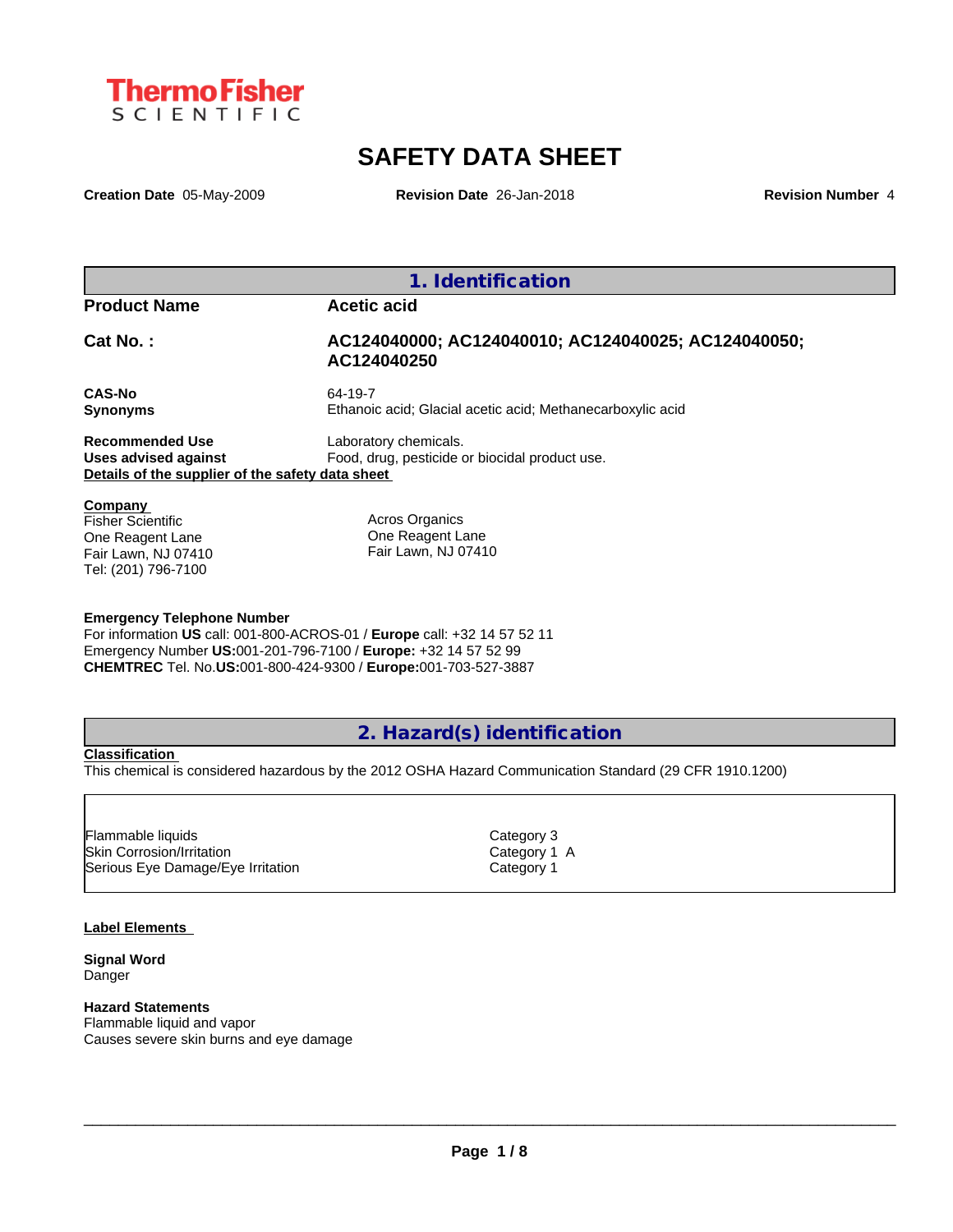Thermo Fisher SCIENTIFIC

# SAFETY DATA SHEET

**Creation Date** 05-May-2009 **Revision Date** 26-Jan-2018 **Revision Number** 4

## 1. Identification

| | |
|---|---|
| **Product Name** | **Acetic acid** |
| **Cat No. :** | **AC124040000; AC124040010; AC124040025; AC124040050; AC124040250** |
| **CAS-No** | 64-19-7 |
| **Synonyms** | Ethanoic acid; Glacial acetic acid; Methanecarboxylic acid |
| **Recommended Use** | Laboratory chemicals. |
| **Uses advised against** | Food, drug, pesticide or biocidal product use. |

**Details of the supplier of the safety data sheet**

**Company**

Fisher Scientific
One Reagent Lane
Fair Lawn, NJ 07410
Tel: (201) 796-7100

Acros Organics
One Reagent Lane
Fair Lawn, NJ 07410

**Emergency Telephone Number**
For information **US** call: 001-800-ACROS-01 / **Europe** call: +32 14 57 52 11
Emergency Number **US:**001-201-796-7100 / **Europe:** +32 14 57 52 99
**CHEMTREC** Tel. No.**US:**001-800-424-9300 / **Europe:**001-703-527-3887

## 2. Hazard(s) identification

**Classification**
This chemical is considered hazardous by the 2012 OSHA Hazard Communication Standard (29 CFR 1910.1200)

| | |
|---|---|
| Flammable liquids | Category 3 |
| Skin Corrosion/Irritation | Category 1 A |
| Serious Eye Damage/Eye Irritation | Category 1 |

**Label Elements**

**Signal Word**
Danger

**Hazard Statements**
Flammable liquid and vapor
Causes severe skin burns and eye damage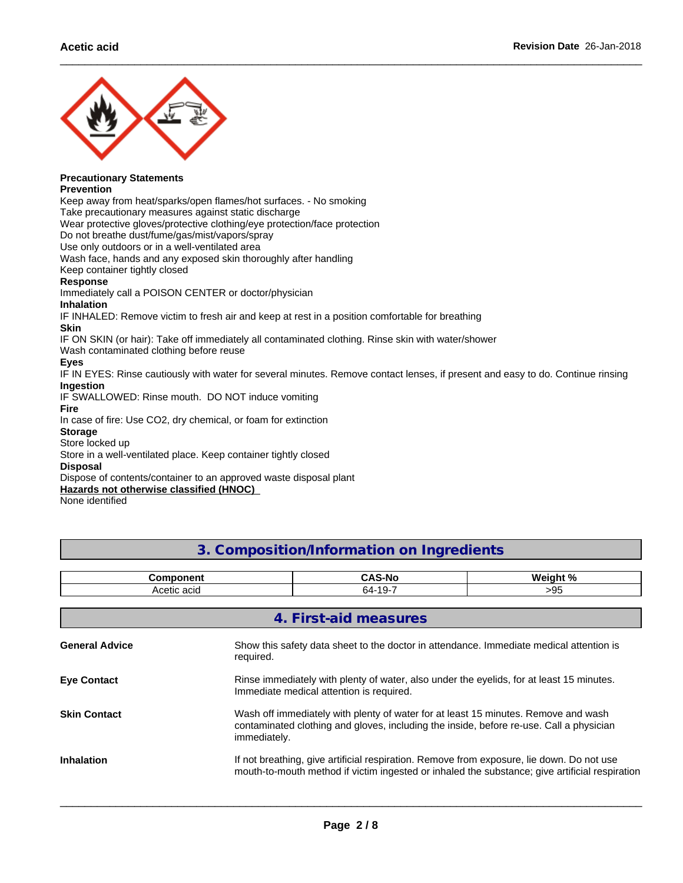**Precautionary Statements**

**Prevention**

Keep away from heat/sparks/open flames/hot surfaces. - No smoking
Take precautionary measures against static discharge
Wear protective gloves/protective clothing/eye protection/face protection
Do not breathe dust/fume/gas/mist/vapors/spray
Use only outdoors or in a well-ventilated area
Wash face, hands and any exposed skin thoroughly after handling
Keep container tightly closed

**Response**

Immediately call a POISON CENTER or doctor/physician

**Inhalation**

IF INHALED: Remove victim to fresh air and keep at rest in a position comfortable for breathing

**Skin**

IF ON SKIN (or hair): Take off immediately all contaminated clothing. Rinse skin with water/shower
Wash contaminated clothing before reuse

**Eyes**

IF IN EYES: Rinse cautiously with water for several minutes. Remove contact lenses, if present and easy to do. Continue rinsing

**Ingestion**

IF SWALLOWED: Rinse mouth. DO NOT induce vomiting

**Fire**

In case of fire: Use CO2, dry chemical, or foam for extinction

**Storage**

Store locked up
Store in a well-ventilated place. Keep container tightly closed

**Disposal**

Dispose of contents/container to an approved waste disposal plant

**Hazards not otherwise classified (HNOC)**

None identified

## 3. Composition/Information on Ingredients

| Component | CAS-No | Weight % |
|---|---|---|
| Acetic acid | 64-19-7 | >95 |

## 4. First-aid measures

**General Advice**

Show this safety data sheet to the doctor in attendance. Immediate medical attention is required.

**Eye Contact**

Rinse immediately with plenty of water, also under the eyelids, for at least 15 minutes. Immediate medical attention is required.

**Skin Contact**

Wash off immediately with plenty of water for at least 15 minutes. Remove and wash contaminated clothing and gloves, including the inside, before re-use. Call a physician immediately.

**Inhalation**

If not breathing, give artificial respiration. Remove from exposure, lie down. Do not use mouth-to-mouth method if victim ingested or inhaled the substance; give artificial respiration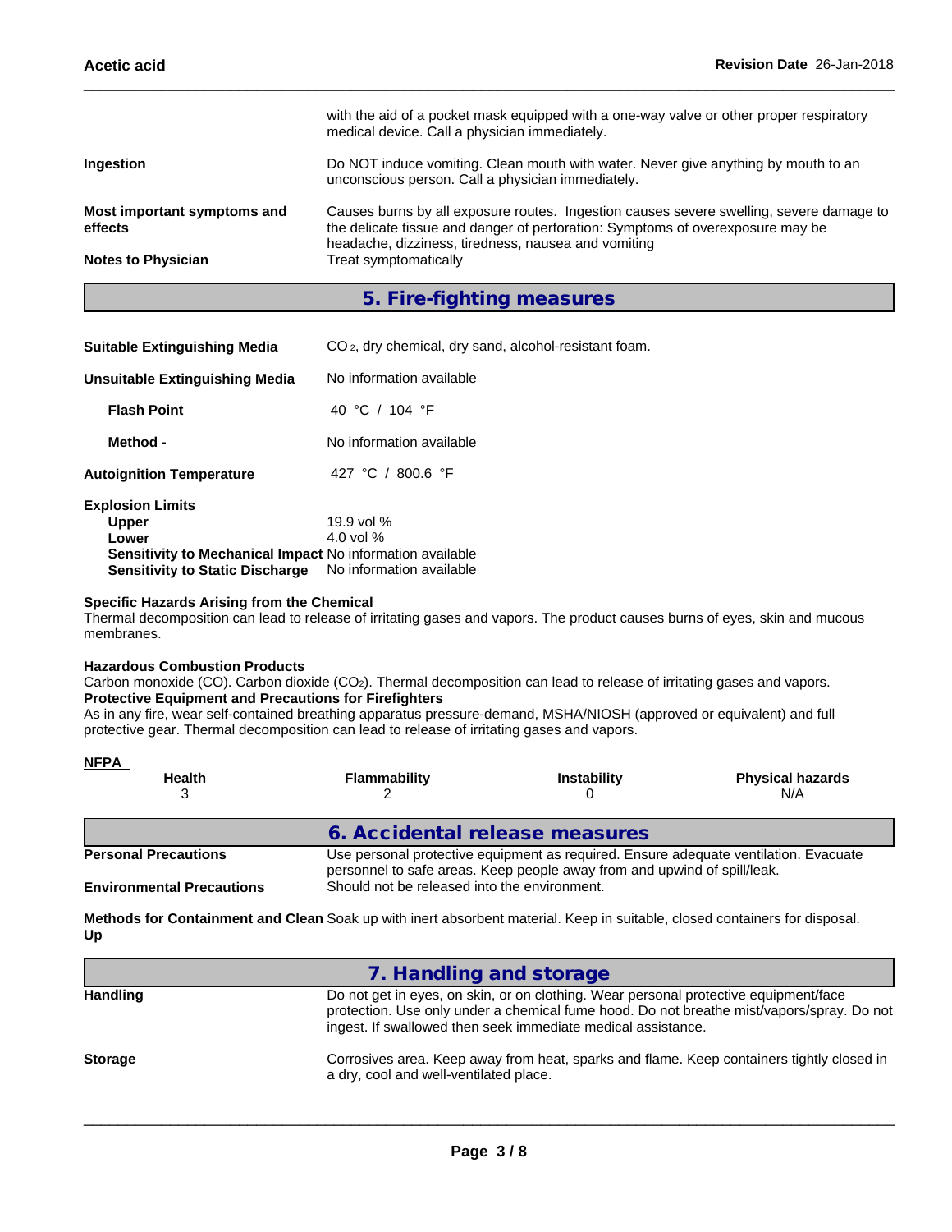with the aid of a pocket mask equipped with a one-way valve or other proper respiratory medical device. Call a physician immediately.

**Ingestion**
Do NOT induce vomiting. Clean mouth with water. Never give anything by mouth to an unconscious person. Call a physician immediately.

**Most important symptoms and effects**
Causes burns by all exposure routes. Ingestion causes severe swelling, severe damage to the delicate tissue and danger of perforation: Symptoms of overexposure may be headache, dizziness, tiredness, nausea and vomiting

**Notes to Physician**
Treat symptomatically

## 5. Fire-fighting measures

**Suitable Extinguishing Media**
$CO_2$, dry chemical, dry sand, alcohol-resistant foam.

**Unsuitable Extinguishing Media**
No information available

**Flash Point**
40 °C / 104 °F

**Method -**
No information available

**Autoignition Temperature**
427 °C / 800.6 °F

**Explosion Limits**

| | |
|---|---|
| **Upper** | 19.9 vol % |
| **Lower** | 4.0 vol % |
| **Sensitivity to Mechanical Impact** | No information available |
| **Sensitivity to Static Discharge** | No information available |

**Specific Hazards Arising from the Chemical**
Thermal decomposition can lead to release of irritating gases and vapors. The product causes burns of eyes, skin and mucous membranes.

**Hazardous Combustion Products**
Carbon monoxide (CO). Carbon dioxide ($CO_2$). Thermal decomposition can lead to release of irritating gases and vapors.

**Protective Equipment and Precautions for Firefighters**
As in any fire, wear self-contained breathing apparatus pressure-demand, MSHA/NIOSH (approved or equivalent) and full protective gear. Thermal decomposition can lead to release of irritating gases and vapors.

**NFPA**

| Health | Flammability | Instability | Physical hazards |
|---|---|---|---|
| 3 | 2 | 0 | N/A |

## 6. Accidental release measures

**Personal Precautions**
Use personal protective equipment as required. Ensure adequate ventilation. Evacuate personnel to safe areas. Keep people away from and upwind of spill/leak.

**Environmental Precautions**
Should not be released into the environment.

**Methods for Containment and Clean Up**
Soak up with inert absorbent material. Keep in suitable, closed containers for disposal.

## 7. Handling and storage

**Handling**
Do not get in eyes, on skin, or on clothing. Wear personal protective equipment/face protection. Use only under a chemical fume hood. Do not breathe mist/vapors/spray. Do not ingest. If swallowed then seek immediate medical assistance.

**Storage**
Corrosives area. Keep away from heat, sparks and flame. Keep containers tightly closed in a dry, cool and well-ventilated place.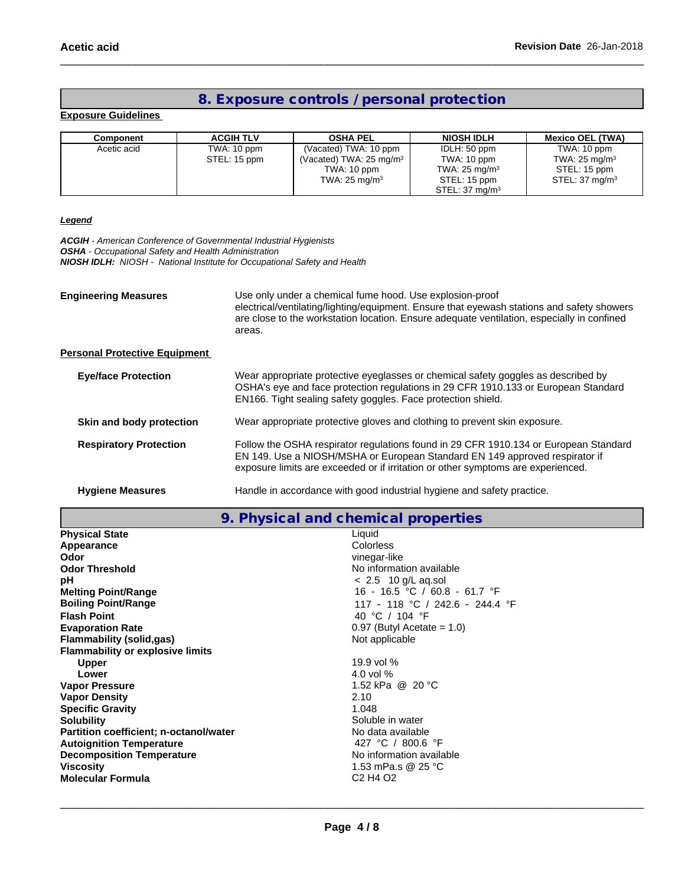## 8. Exposure controls / personal protection

**Exposure Guidelines**

| Component | ACGIH TLV | OSHA PEL | NIOSH IDLH | Mexico OEL (TWA) |
|---|---|---|---|---|
| Acetic acid | TWA: 10 ppm<br>STEL: 15 ppm | (Vacated) TWA: 10 ppm<br>(Vacated) TWA: 25 mg/m³<br>TWA: 10 ppm<br>TWA: 25 mg/m³ | IDLH: 50 ppm<br>TWA: 10 ppm<br>TWA: 25 mg/m³<br>STEL: 15 ppm<br>STEL: 37 mg/m³ | TWA: 10 ppm<br>TWA: 25 mg/m³<br>STEL: 15 ppm<br>STEL: 37 mg/m³ |

***Legend***

***ACGIH*** *- American Conference of Governmental Industrial Hygienists*
***OSHA*** *- Occupational Safety and Health Administration*
***NIOSH IDLH:*** *NIOSH - National Institute for Occupational Safety and Health*

**Engineering Measures** Use only under a chemical fume hood. Use explosion-proof electrical/ventilating/lighting/equipment. Ensure that eyewash stations and safety showers are close to the workstation location. Ensure adequate ventilation, especially in confined areas.

**Personal Protective Equipment**

**Eye/face Protection** Wear appropriate protective eyeglasses or chemical safety goggles as described by OSHA's eye and face protection regulations in 29 CFR 1910.133 or European Standard EN166. Tight sealing safety goggles. Face protection shield.

**Skin and body protection** Wear appropriate protective gloves and clothing to prevent skin exposure.

**Respiratory Protection** Follow the OSHA respirator regulations found in 29 CFR 1910.134 or European Standard EN 149. Use a NIOSH/MSHA or European Standard EN 149 approved respirator if exposure limits are exceeded or if irritation or other symptoms are experienced.

**Hygiene Measures** Handle in accordance with good industrial hygiene and safety practice.

## 9. Physical and chemical properties

| | |
|---|---|
| **Physical State** | Liquid |
| **Appearance** | Colorless |
| **Odor** | vinegar-like |
| **Odor Threshold** | No information available |
| **pH** | < 2.5 10 g/L aq.sol |
| **Melting Point/Range** | 16 - 16.5 °C / 60.8 - 61.7 °F |
| **Boiling Point/Range** | 117 - 118 °C / 242.6 - 244.4 °F |
| **Flash Point** | 40 °C / 104 °F |
| **Evaporation Rate** | 0.97 (Butyl Acetate = 1.0) |
| **Flammability (solid,gas)** | Not applicable |
| **Flammability or explosive limits** | |
| **Upper** | 19.9 vol % |
| **Lower** | 4.0 vol % |
| **Vapor Pressure** | 1.52 kPa @ 20 °C |
| **Vapor Density** | 2.10 |
| **Specific Gravity** | 1.048 |
| **Solubility** | Soluble in water |
| **Partition coefficient; n-octanol/water** | No data available |
| **Autoignition Temperature** | 427 °C / 800.6 °F |
| **Decomposition Temperature** | No information available |
| **Viscosity** | 1.53 mPa.s @ 25 °C |
| **Molecular Formula** | $C_2H_4O_2$ |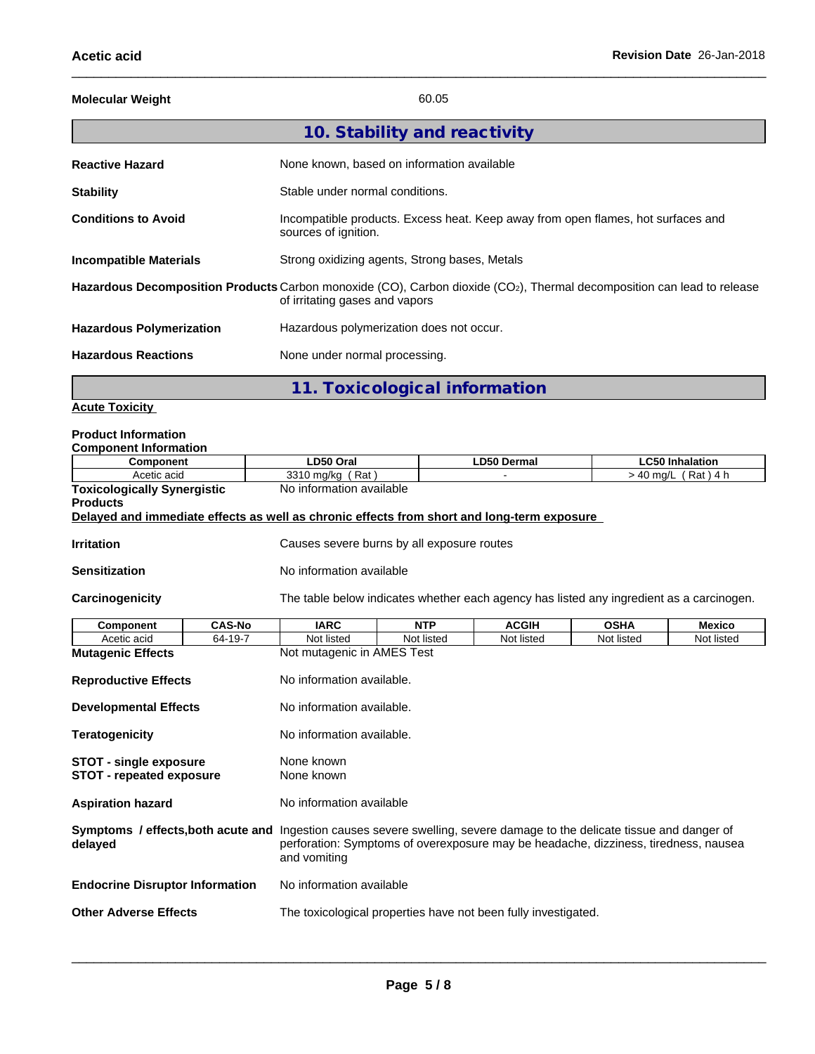**Molecular Weight** 60.05

## 10. Stability and reactivity

**Reactive Hazard** None known, based on information available

**Stability** Stable under normal conditions.

**Conditions to Avoid** Incompatible products. Excess heat. Keep away from open flames, hot surfaces and sources of ignition.

**Incompatible Materials** Strong oxidizing agents, Strong bases, Metals

**Hazardous Decomposition Products** Carbon monoxide (CO), Carbon dioxide ($CO_2$), Thermal decomposition can lead to release of irritating gases and vapors

**Hazardous Polymerization** Hazardous polymerization does not occur.

**Hazardous Reactions** None under normal processing.

## 11. Toxicological information

**Acute Toxicity**

**Product Information**
**Component Information**

| Component | LD50 Oral | LD50 Dermal | LC50 Inhalation |
|---|---|---|---|
| Acetic acid | 3310 mg/kg ( Rat ) | - | > 40 mg/L ( Rat ) 4 h |

**Toxicologically Synergistic Products** No information available

**Delayed and immediate effects as well as chronic effects from short and long-term exposure**

**Irritation** Causes severe burns by all exposure routes

**Sensitization** No information available

**Carcinogenicity** The table below indicates whether each agency has listed any ingredient as a carcinogen.

| Component | CAS-No | IARC | NTP | ACGIH | OSHA | Mexico |
|---|---|---|---|---|---|---|
| Acetic acid | 64-19-7 | Not listed | Not listed | Not listed | Not listed | Not listed |

**Mutagenic Effects** Not mutagenic in AMES Test

**Reproductive Effects** No information available.

**Developmental Effects** No information available.

**Teratogenicity** No information available.

**STOT - single exposure** None known
**STOT - repeated exposure** None known

**Aspiration hazard** No information available

**Symptoms / effects,both acute and delayed** Ingestion causes severe swelling, severe damage to the delicate tissue and danger of perforation: Symptoms of overexposure may be headache, dizziness, tiredness, nausea and vomiting

**Endocrine Disruptor Information** No information available

**Other Adverse Effects** The toxicological properties have not been fully investigated.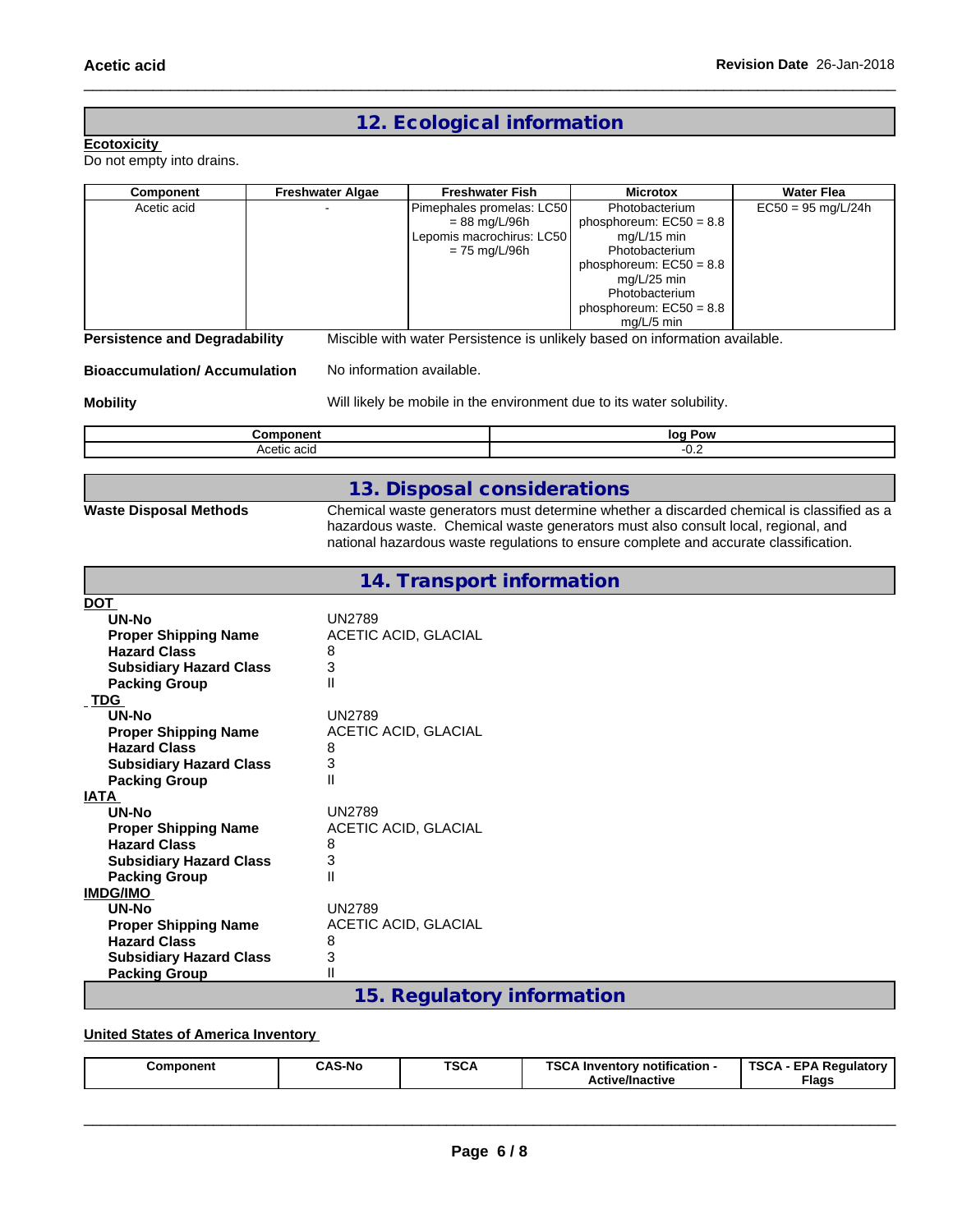## 12. Ecological information

**Ecotoxicity**

Do not empty into drains.

| Component | Freshwater Algae | Freshwater Fish | Microtox | Water Flea |
|---|---|---|---|---|
| Acetic acid | - | Pimephales promelas: LC50 = 88 mg/L/96h Lepomis macrochirus: LC50 = 75 mg/L/96h | Photobacterium phosphoreum: EC50 = 8.8 mg/L/15 min Photobacterium phosphoreum: EC50 = 8.8 mg/L/25 min Photobacterium phosphoreum: EC50 = 8.8 mg/L/5 min | EC50 = 95 mg/L/24h |

**Persistence and Degradability** Miscible with water Persistence is unlikely based on information available.

**Bioaccumulation/ Accumulation** No information available.

**Mobility** Will likely be mobile in the environment due to its water solubility.

| Component | log Pow |
|---|---|
| Acetic acid | -0.2 |

## 13. Disposal considerations

**Waste Disposal Methods** Chemical waste generators must determine whether a discarded chemical is classified as a hazardous waste. Chemical waste generators must also consult local, regional, and national hazardous waste regulations to ensure complete and accurate classification.

## 14. Transport information

**DOT**

| | |
|---|---|
| **UN-No** | UN2789 |
| **Proper Shipping Name** | ACETIC ACID, GLACIAL |
| **Hazard Class** | 8 |
| **Subsidiary Hazard Class** | 3 |
| **Packing Group** | II |

**TDG**

| | |
|---|---|
| **UN-No** | UN2789 |
| **Proper Shipping Name** | ACETIC ACID, GLACIAL |
| **Hazard Class** | 8 |
| **Subsidiary Hazard Class** | 3 |
| **Packing Group** | II |

**IATA**

| | |
|---|---|
| **UN-No** | UN2789 |
| **Proper Shipping Name** | ACETIC ACID, GLACIAL |
| **Hazard Class** | 8 |
| **Subsidiary Hazard Class** | 3 |
| **Packing Group** | II |

**IMDG/IMO**

| | |
|---|---|
| **UN-No** | UN2789 |
| **Proper Shipping Name** | ACETIC ACID, GLACIAL |
| **Hazard Class** | 8 |
| **Subsidiary Hazard Class** | 3 |
| **Packing Group** | II |

## 15. Regulatory information

**United States of America Inventory**

| Component | CAS-No | TSCA | TSCA Inventory notification - Active/Inactive | TSCA - EPA Regulatory Flags |
|---|---|---|---|---|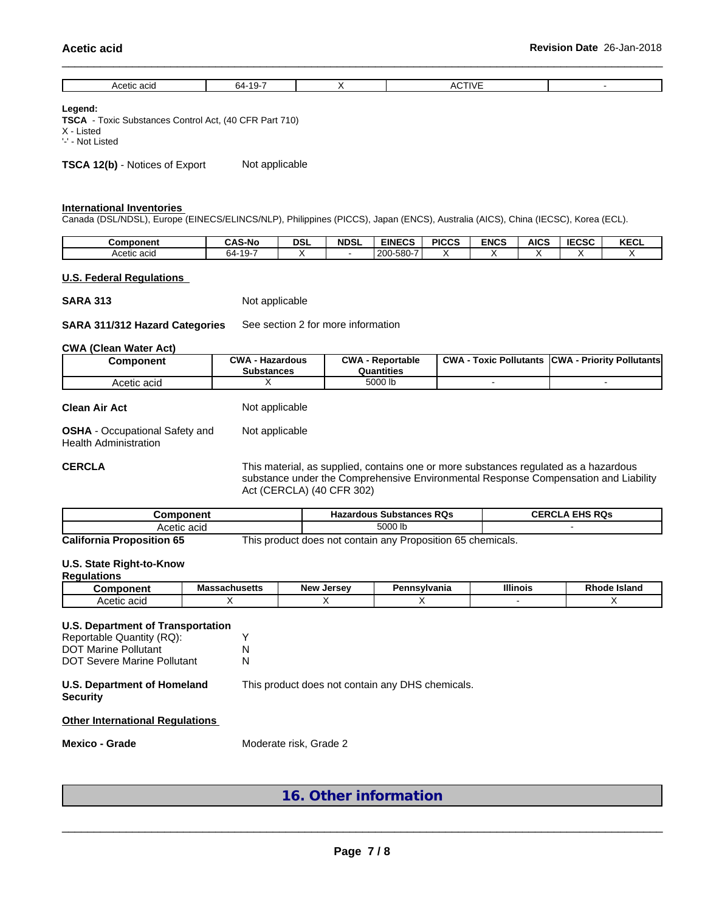| Acetic acid | 64-19-7 | X | ACTIVE | - |
|---|---|---|---|---|

**Legend:**
**TSCA** - Toxic Substances Control Act, (40 CFR Part 710)
X - Listed
'-' - Not Listed

**TSCA 12(b)** - Notices of Export    Not applicable

**International Inventories**
Canada (DSL/NDSL), Europe (EINECS/ELINCS/NLP), Philippines (PICCS), Japan (ENCS), Australia (AICS), China (IECSC), Korea (ECL).

| Component | CAS-No | DSL | NDSL | EINECS | PICCS | ENCS | AICS | IECSC | KECL |
|---|---|---|---|---|---|---|---|---|---|
| Acetic acid | 64-19-7 | X | - | 200-580-7 | X | X | X | X | X |

**U.S. Federal Regulations**

**SARA 313**    Not applicable

**SARA 311/312 Hazard Categories**    See section 2 for more information

**CWA (Clean Water Act)**

| Component | CWA - Hazardous Substances | CWA - Reportable Quantities | CWA - Toxic Pollutants | CWA - Priority Pollutants |
|---|---|---|---|---|
| Acetic acid | X | 5000 lb | - | - |

**Clean Air Act**    Not applicable

**OSHA** - Occupational Safety and Health Administration    Not applicable

**CERCLA**    This material, as supplied, contains one or more substances regulated as a hazardous substance under the Comprehensive Environmental Response Compensation and Liability Act (CERCLA) (40 CFR 302)

| Component | Hazardous Substances RQs | CERCLA EHS RQs |
|---|---|---|
| Acetic acid | 5000 lb | - |

**California Proposition 65**    This product does not contain any Proposition 65 chemicals.

**U.S. State Right-to-Know Regulations**

| Component | Massachusetts | New Jersey | Pennsylvania | Illinois | Rhode Island |
|---|---|---|---|---|---|
| Acetic acid | X | X | X | - | X |

**U.S. Department of Transportation**
Reportable Quantity (RQ):    Y
DOT Marine Pollutant    N
DOT Severe Marine Pollutant    N

**U.S. Department of Homeland Security**    This product does not contain any DHS chemicals.

**Other International Regulations**

**Mexico - Grade**    Moderate risk, Grade 2

## 16. Other information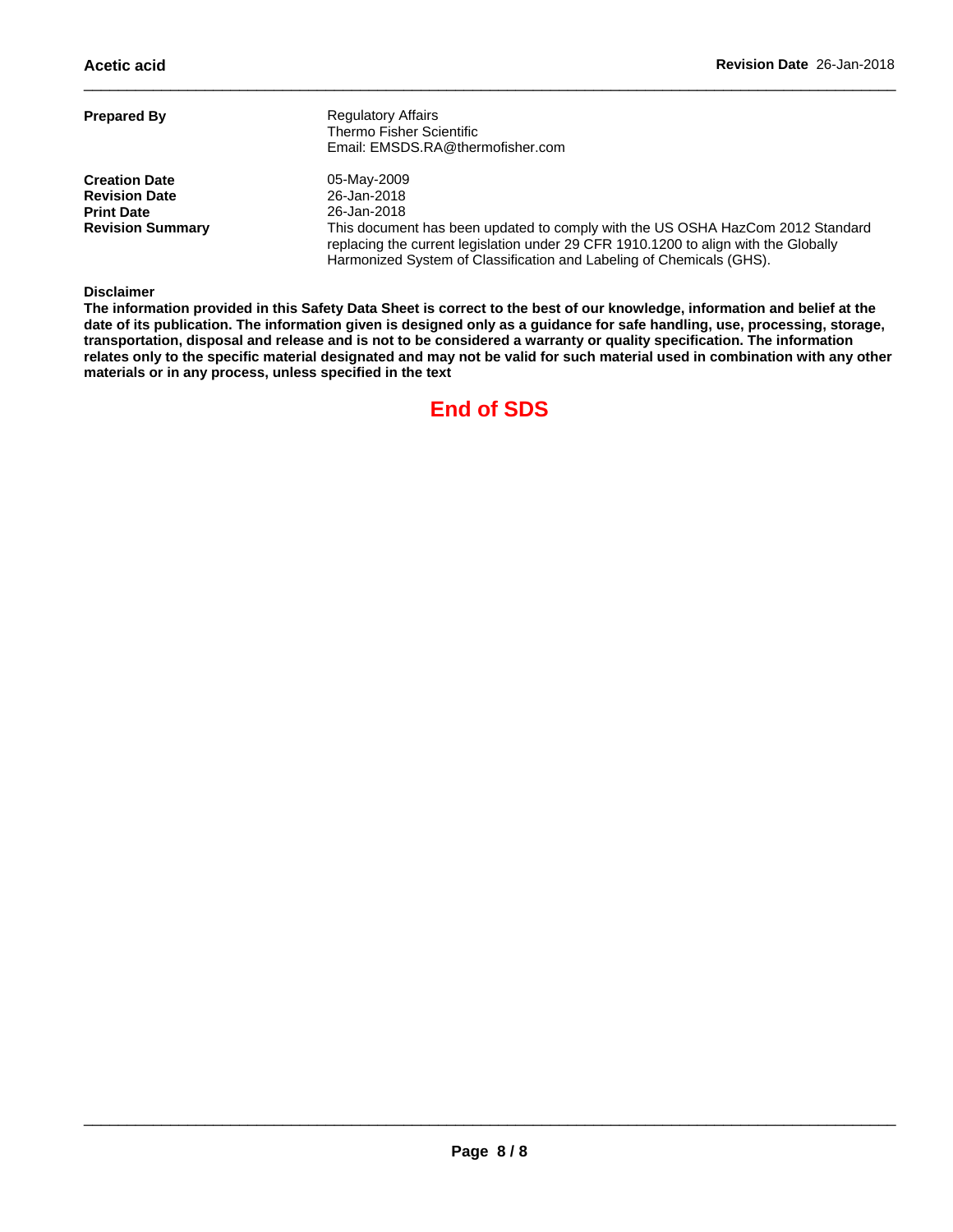| | |
|---|---|
| **Prepared By** | Regulatory Affairs<br>Thermo Fisher Scientific<br>Email: EMSDS.RA@thermofisher.com |
| **Creation Date** | 05-May-2009 |
| **Revision Date** | 26-Jan-2018 |
| **Print Date** | 26-Jan-2018 |
| **Revision Summary** | This document has been updated to comply with the US OSHA HazCom 2012 Standard replacing the current legislation under 29 CFR 1910.1200 to align with the Globally Harmonized System of Classification and Labeling of Chemicals (GHS). |

**Disclaimer**

**The information provided in this Safety Data Sheet is correct to the best of our knowledge, information and belief at the date of its publication. The information given is designed only as a guidance for safe handling, use, processing, storage, transportation, disposal and release and is not to be considered a warranty or quality specification. The information relates only to the specific material designated and may not be valid for such material used in combination with any other materials or in any process, unless specified in the text**

**End of SDS**